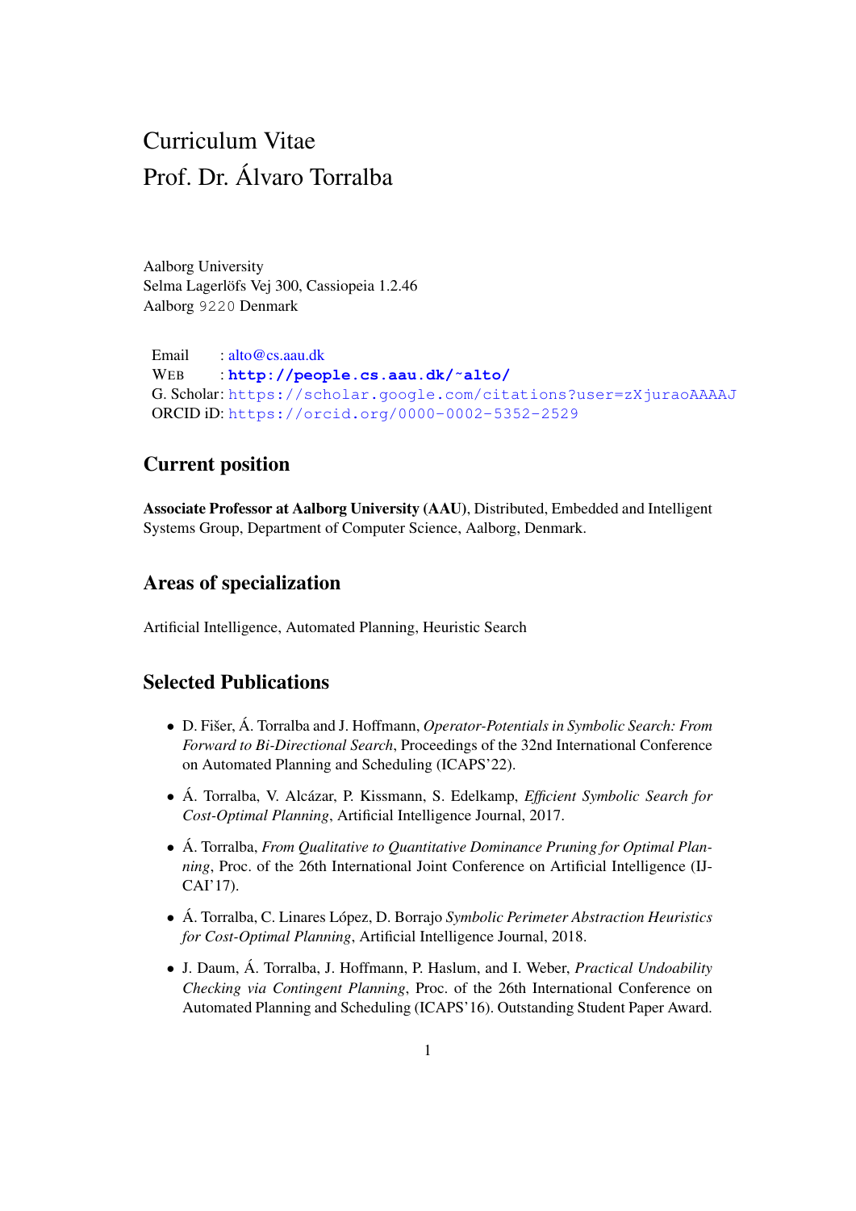# Curriculum Vitae
# Prof. Dr. Álvaro Torralba

Aalborg University
Selma Lagerlöfs Vej 300, Cassiopeia 1.2.46
Aalborg 9220 Denmark

Email : alto@cs.aau.dk
WEB : **http://people.cs.aau.dk/~alto/**
G. Scholar: https://scholar.google.com/citations?user=zXjuraoAAAAJ
ORCID iD: https://orcid.org/0000-0002-5352-2529

## Current position

**Associate Professor at Aalborg University (AAU)**, Distributed, Embedded and Intelligent Systems Group, Department of Computer Science, Aalborg, Denmark.

## Areas of specialization

Artificial Intelligence, Automated Planning, Heuristic Search

## Selected Publications

- D. Fišer, Á. Torralba and J. Hoffmann, *Operator-Potentials in Symbolic Search: From Forward to Bi-Directional Search*, Proceedings of the 32nd International Conference on Automated Planning and Scheduling (ICAPS'22).
- Á. Torralba, V. Alcázar, P. Kissmann, S. Edelkamp, *Efficient Symbolic Search for Cost-Optimal Planning*, Artificial Intelligence Journal, 2017.
- Á. Torralba, *From Qualitative to Quantitative Dominance Pruning for Optimal Planning*, Proc. of the 26th International Joint Conference on Artificial Intelligence (IJCAI'17).
- Á. Torralba, C. Linares López, D. Borrajo *Symbolic Perimeter Abstraction Heuristics for Cost-Optimal Planning*, Artificial Intelligence Journal, 2018.
- J. Daum, Á. Torralba, J. Hoffmann, P. Haslum, and I. Weber, *Practical Undoability Checking via Contingent Planning*, Proc. of the 26th International Conference on Automated Planning and Scheduling (ICAPS'16). Outstanding Student Paper Award.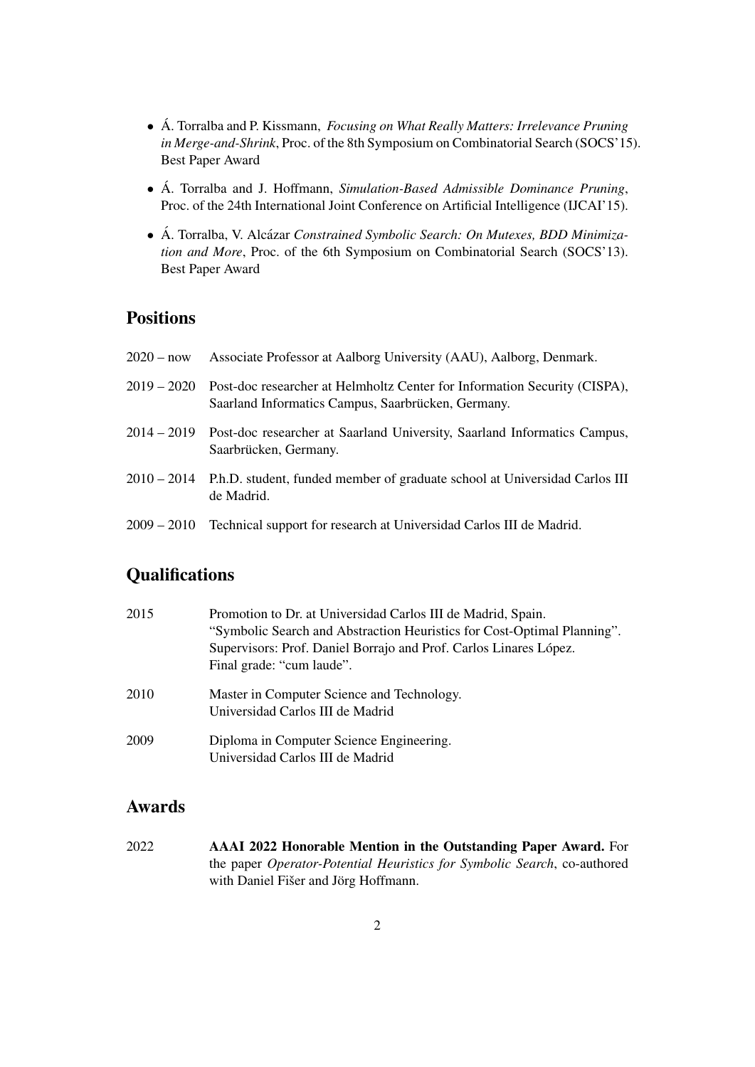- Á. Torralba and P. Kissmann, *Focusing on What Really Matters: Irrelevance Pruning in Merge-and-Shrink*, Proc. of the 8th Symposium on Combinatorial Search (SOCS'15). Best Paper Award
- Á. Torralba and J. Hoffmann, *Simulation-Based Admissible Dominance Pruning*, Proc. of the 24th International Joint Conference on Artificial Intelligence (IJCAI'15).
- Á. Torralba, V. Alcázar *Constrained Symbolic Search: On Mutexes, BDD Minimization and More*, Proc. of the 6th Symposium on Combinatorial Search (SOCS'13). Best Paper Award

## Positions

| | |
|---|---|
| 2020 – now | Associate Professor at Aalborg University (AAU), Aalborg, Denmark. |
| 2019 – 2020 | Post-doc researcher at Helmholtz Center for Information Security (CISPA), Saarland Informatics Campus, Saarbrücken, Germany. |
| 2014 – 2019 | Post-doc researcher at Saarland University, Saarland Informatics Campus, Saarbrücken, Germany. |
| 2010 – 2014 | P.h.D. student, funded member of graduate school at Universidad Carlos III de Madrid. |
| 2009 – 2010 | Technical support for research at Universidad Carlos III de Madrid. |

## Qualifications

| | |
|---|---|
| 2015 | Promotion to Dr. at Universidad Carlos III de Madrid, Spain.<br>"Symbolic Search and Abstraction Heuristics for Cost-Optimal Planning".<br>Supervisors: Prof. Daniel Borrajo and Prof. Carlos Linares López.<br>Final grade: "cum laude". |
| 2010 | Master in Computer Science and Technology.<br>Universidad Carlos III de Madrid |
| 2009 | Diploma in Computer Science Engineering.<br>Universidad Carlos III de Madrid |

## Awards

| | |
|---|---|
| 2022 | **AAAI 2022 Honorable Mention in the Outstanding Paper Award.** For the paper *Operator-Potential Heuristics for Symbolic Search*, co-authored with Daniel Fišer and Jörg Hoffmann. |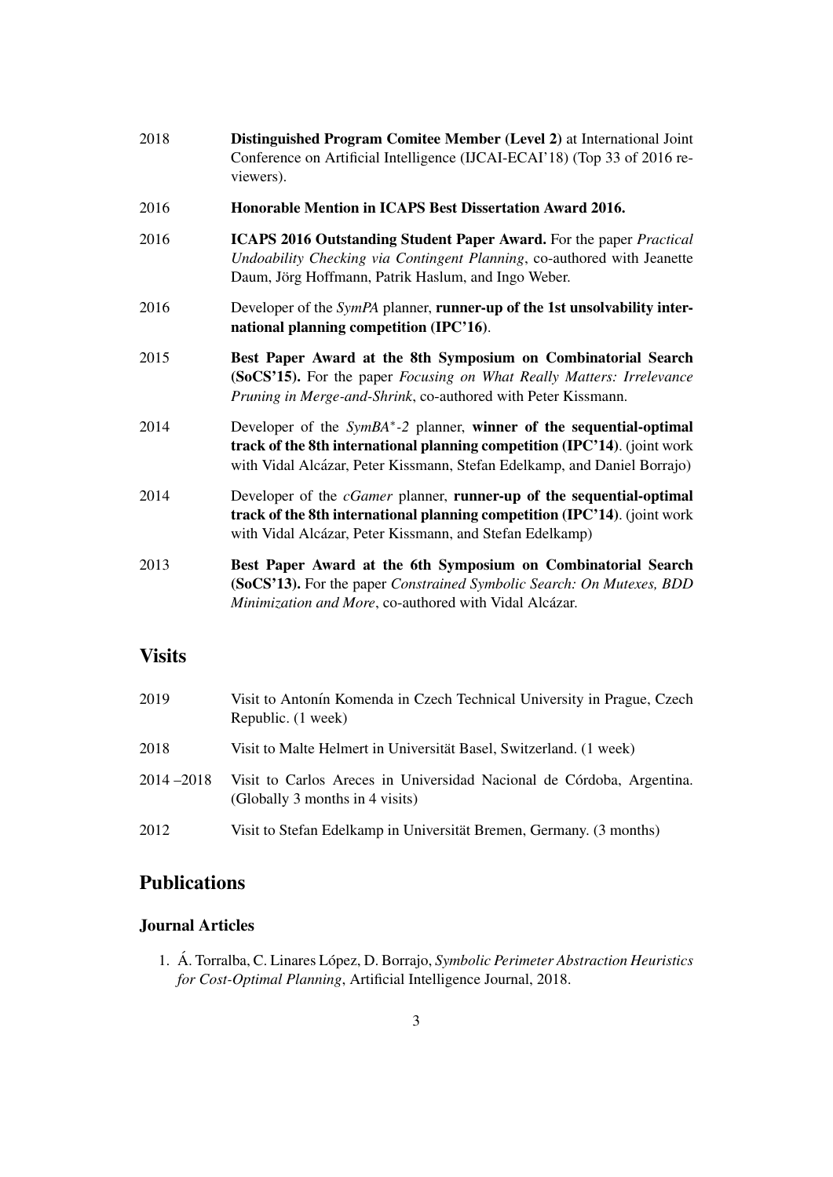2018 **Distinguished Program Comitee Member (Level 2)** at International Joint Conference on Artificial Intelligence (IJCAI-ECAI'18) (Top 33 of 2016 reviewers).

2016 **Honorable Mention in ICAPS Best Dissertation Award 2016.**

2016 **ICAPS 2016 Outstanding Student Paper Award.** For the paper *Practical Undoability Checking via Contingent Planning*, co-authored with Jeanette Daum, Jörg Hoffmann, Patrik Haslum, and Ingo Weber.

2016 Developer of the *SymPA* planner, **runner-up of the 1st unsolvability international planning competition (IPC'16)**.

2015 **Best Paper Award at the 8th Symposium on Combinatorial Search (SoCS'15).** For the paper *Focusing on What Really Matters: Irrelevance Pruning in Merge-and-Shrink*, co-authored with Peter Kissmann.

2014 Developer of the *SymBA$^*$-2* planner, **winner of the sequential-optimal track of the 8th international planning competition (IPC'14)**. (joint work with Vidal Alcázar, Peter Kissmann, Stefan Edelkamp, and Daniel Borrajo)

2014 Developer of the *cGamer* planner, **runner-up of the sequential-optimal track of the 8th international planning competition (IPC'14)**. (joint work with Vidal Alcázar, Peter Kissmann, and Stefan Edelkamp)

2013 **Best Paper Award at the 6th Symposium on Combinatorial Search (SoCS'13).** For the paper *Constrained Symbolic Search: On Mutexes, BDD Minimization and More*, co-authored with Vidal Alcázar.

## Visits

2019 Visit to Antonín Komenda in Czech Technical University in Prague, Czech Republic. (1 week)

2018 Visit to Malte Helmert in Universität Basel, Switzerland. (1 week)

2014 –2018 Visit to Carlos Areces in Universidad Nacional de Córdoba, Argentina. (Globally 3 months in 4 visits)

2012 Visit to Stefan Edelkamp in Universität Bremen, Germany. (3 months)

## Publications

### Journal Articles

1. Á. Torralba, C. Linares López, D. Borrajo, *Symbolic Perimeter Abstraction Heuristics for Cost-Optimal Planning*, Artificial Intelligence Journal, 2018.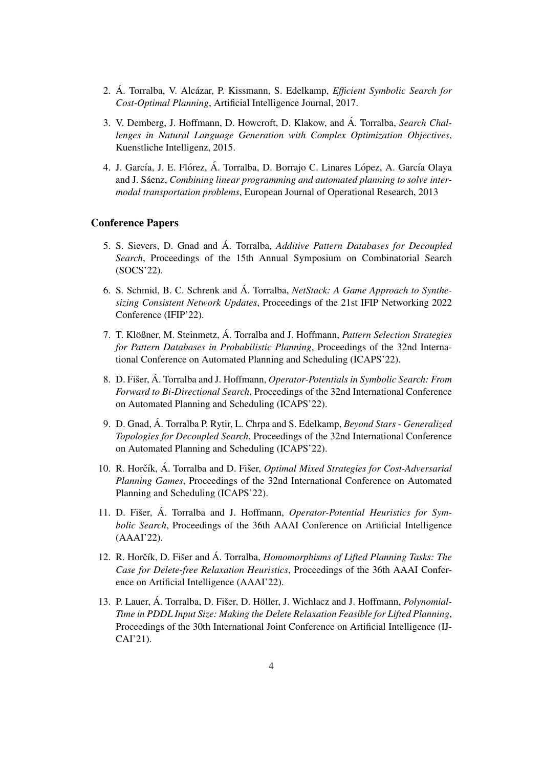2. Á. Torralba, V. Alcázar, P. Kissmann, S. Edelkamp, *Efficient Symbolic Search for Cost-Optimal Planning*, Artificial Intelligence Journal, 2017.
3. V. Demberg, J. Hoffmann, D. Howcroft, D. Klakow, and Á. Torralba, *Search Challenges in Natural Language Generation with Complex Optimization Objectives*, Kuenstliche Intelligenz, 2015.
4. J. García, J. E. Flórez, Á. Torralba, D. Borrajo C. Linares López, A. García Olaya and J. Sáenz, *Combining linear programming and automated planning to solve intermodal transportation problems*, European Journal of Operational Research, 2013

## Conference Papers

5. S. Sievers, D. Gnad and Á. Torralba, *Additive Pattern Databases for Decoupled Search*, Proceedings of the 15th Annual Symposium on Combinatorial Search (SOCS'22).
6. S. Schmid, B. C. Schrenk and Á. Torralba, *NetStack: A Game Approach to Synthesizing Consistent Network Updates*, Proceedings of the 21st IFIP Networking 2022 Conference (IFIP'22).
7. T. Klößner, M. Steinmetz, Á. Torralba and J. Hoffmann, *Pattern Selection Strategies for Pattern Databases in Probabilistic Planning*, Proceedings of the 32nd International Conference on Automated Planning and Scheduling (ICAPS'22).
8. D. Fišer, Á. Torralba and J. Hoffmann, *Operator-Potentials in Symbolic Search: From Forward to Bi-Directional Search*, Proceedings of the 32nd International Conference on Automated Planning and Scheduling (ICAPS'22).
9. D. Gnad, Á. Torralba P. Rytir, L. Chrpa and S. Edelkamp, *Beyond Stars - Generalized Topologies for Decoupled Search*, Proceedings of the 32nd International Conference on Automated Planning and Scheduling (ICAPS'22).
10. R. Horčík, Á. Torralba and D. Fišer, *Optimal Mixed Strategies for Cost-Adversarial Planning Games*, Proceedings of the 32nd International Conference on Automated Planning and Scheduling (ICAPS'22).
11. D. Fišer, Á. Torralba and J. Hoffmann, *Operator-Potential Heuristics for Symbolic Search*, Proceedings of the 36th AAAI Conference on Artificial Intelligence (AAAI'22).
12. R. Horčík, D. Fišer and Á. Torralba, *Homomorphisms of Lifted Planning Tasks: The Case for Delete-free Relaxation Heuristics*, Proceedings of the 36th AAAI Conference on Artificial Intelligence (AAAI'22).
13. P. Lauer, Á. Torralba, D. Fišer, D. Höller, J. Wichlacz and J. Hoffmann, *Polynomial-Time in PDDL Input Size: Making the Delete Relaxation Feasible for Lifted Planning*, Proceedings of the 30th International Joint Conference on Artificial Intelligence (IJCAI'21).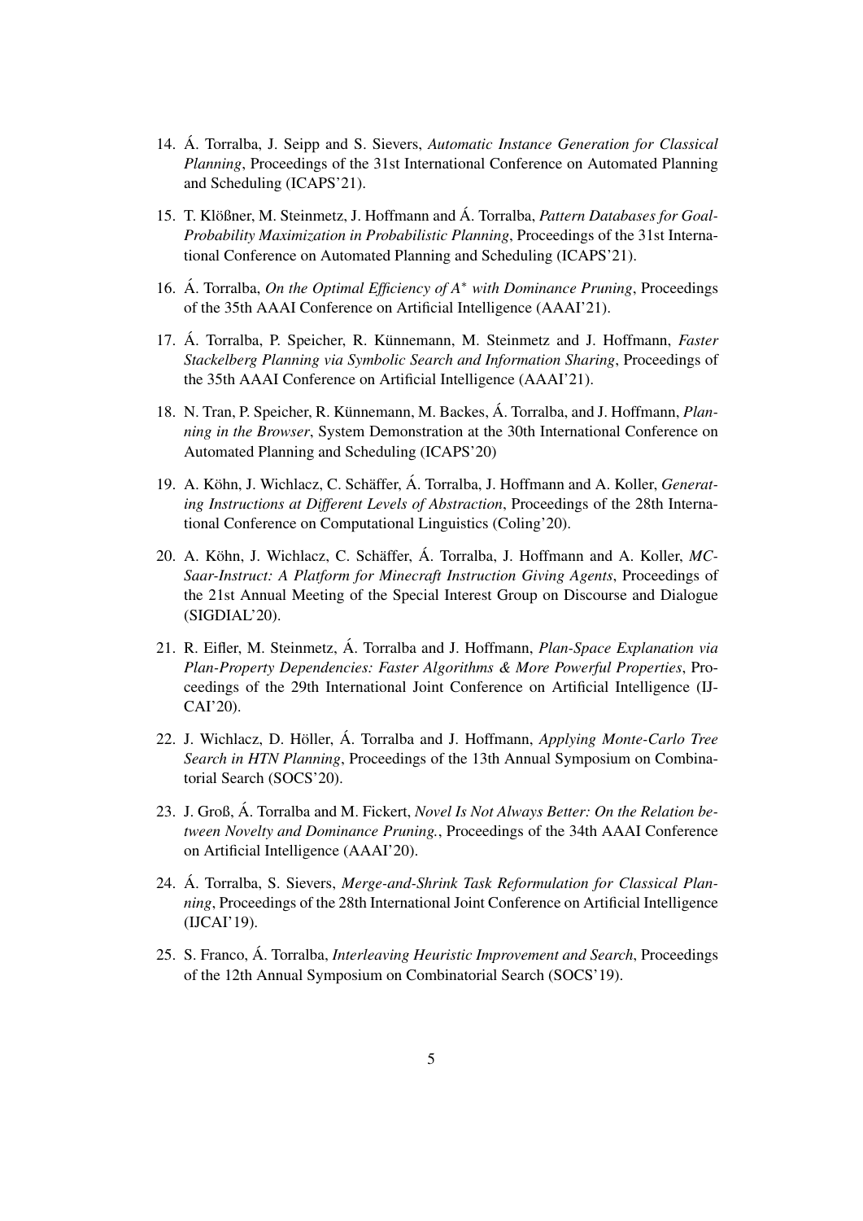14. Á. Torralba, J. Seipp and S. Sievers, *Automatic Instance Generation for Classical Planning*, Proceedings of the 31st International Conference on Automated Planning and Scheduling (ICAPS'21).

15. T. Klößner, M. Steinmetz, J. Hoffmann and Á. Torralba, *Pattern Databases for Goal-Probability Maximization in Probabilistic Planning*, Proceedings of the 31st International Conference on Automated Planning and Scheduling (ICAPS'21).

16. Á. Torralba, *On the Optimal Efficiency of $A^*$ with Dominance Pruning*, Proceedings of the 35th AAAI Conference on Artificial Intelligence (AAAI'21).

17. Á. Torralba, P. Speicher, R. Künnemann, M. Steinmetz and J. Hoffmann, *Faster Stackelberg Planning via Symbolic Search and Information Sharing*, Proceedings of the 35th AAAI Conference on Artificial Intelligence (AAAI'21).

18. N. Tran, P. Speicher, R. Künnemann, M. Backes, Á. Torralba, and J. Hoffmann, *Planning in the Browser*, System Demonstration at the 30th International Conference on Automated Planning and Scheduling (ICAPS'20)

19. A. Köhn, J. Wichlacz, C. Schäffer, Á. Torralba, J. Hoffmann and A. Koller, *Generating Instructions at Different Levels of Abstraction*, Proceedings of the 28th International Conference on Computational Linguistics (Coling'20).

20. A. Köhn, J. Wichlacz, C. Schäffer, Á. Torralba, J. Hoffmann and A. Koller, *MC-Saar-Instruct: A Platform for Minecraft Instruction Giving Agents*, Proceedings of the 21st Annual Meeting of the Special Interest Group on Discourse and Dialogue (SIGDIAL'20).

21. R. Eifler, M. Steinmetz, Á. Torralba and J. Hoffmann, *Plan-Space Explanation via Plan-Property Dependencies: Faster Algorithms & More Powerful Properties*, Proceedings of the 29th International Joint Conference on Artificial Intelligence (IJCAI'20).

22. J. Wichlacz, D. Höller, Á. Torralba and J. Hoffmann, *Applying Monte-Carlo Tree Search in HTN Planning*, Proceedings of the 13th Annual Symposium on Combinatorial Search (SOCS'20).

23. J. Groß, Á. Torralba and M. Fickert, *Novel Is Not Always Better: On the Relation between Novelty and Dominance Pruning.*, Proceedings of the 34th AAAI Conference on Artificial Intelligence (AAAI'20).

24. Á. Torralba, S. Sievers, *Merge-and-Shrink Task Reformulation for Classical Planning*, Proceedings of the 28th International Joint Conference on Artificial Intelligence (IJCAI'19).

25. S. Franco, Á. Torralba, *Interleaving Heuristic Improvement and Search*, Proceedings of the 12th Annual Symposium on Combinatorial Search (SOCS'19).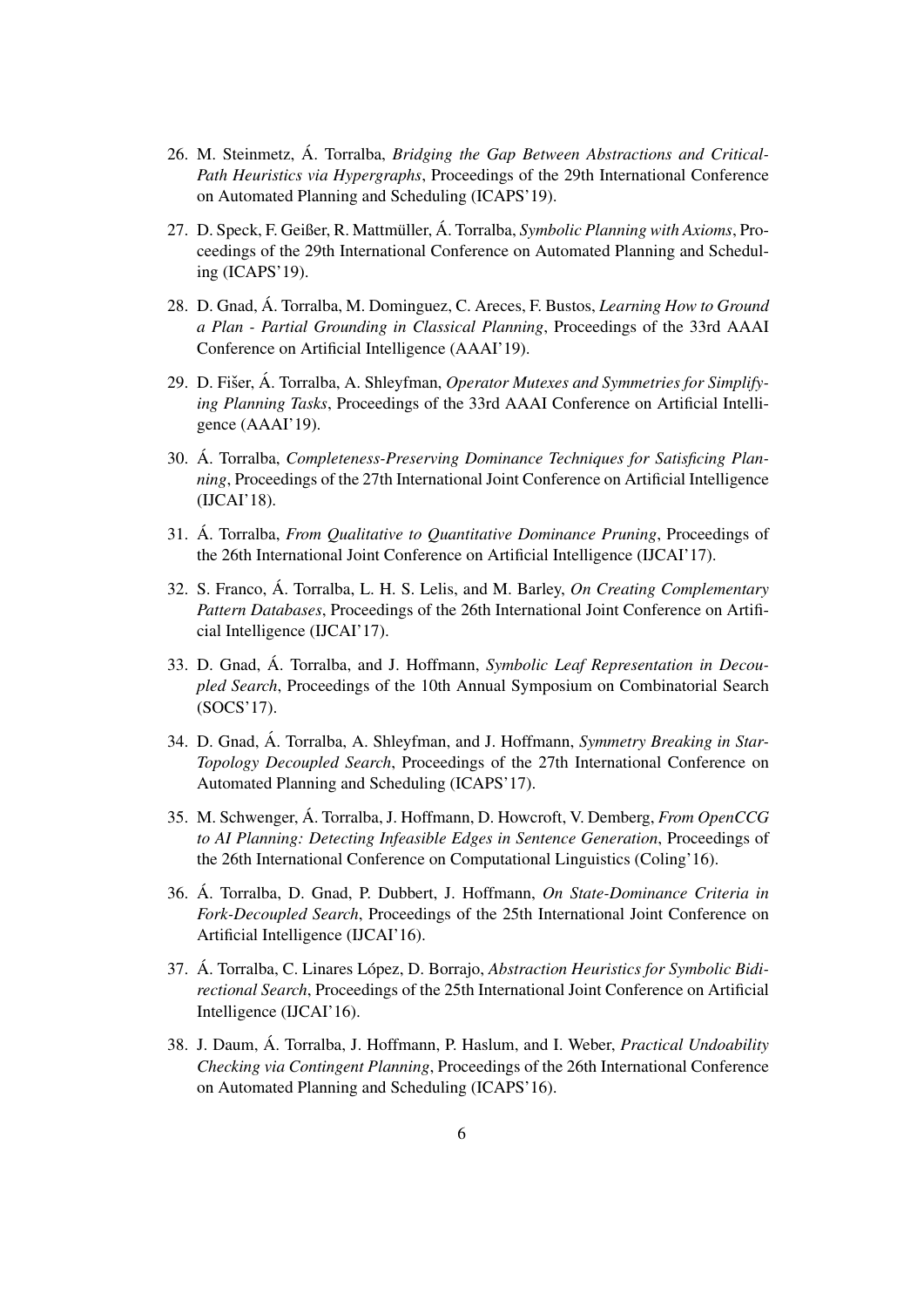26. M. Steinmetz, Á. Torralba, *Bridging the Gap Between Abstractions and Critical-Path Heuristics via Hypergraphs*, Proceedings of the 29th International Conference on Automated Planning and Scheduling (ICAPS'19).

27. D. Speck, F. Geißer, R. Mattmüller, Á. Torralba, *Symbolic Planning with Axioms*, Proceedings of the 29th International Conference on Automated Planning and Scheduling (ICAPS'19).

28. D. Gnad, Á. Torralba, M. Dominguez, C. Areces, F. Bustos, *Learning How to Ground a Plan - Partial Grounding in Classical Planning*, Proceedings of the 33rd AAAI Conference on Artificial Intelligence (AAAI'19).

29. D. Fišer, Á. Torralba, A. Shleyfman, *Operator Mutexes and Symmetries for Simplifying Planning Tasks*, Proceedings of the 33rd AAAI Conference on Artificial Intelligence (AAAI'19).

30. Á. Torralba, *Completeness-Preserving Dominance Techniques for Satisficing Planning*, Proceedings of the 27th International Joint Conference on Artificial Intelligence (IJCAI'18).

31. Á. Torralba, *From Qualitative to Quantitative Dominance Pruning*, Proceedings of the 26th International Joint Conference on Artificial Intelligence (IJCAI'17).

32. S. Franco, Á. Torralba, L. H. S. Lelis, and M. Barley, *On Creating Complementary Pattern Databases*, Proceedings of the 26th International Joint Conference on Artificial Intelligence (IJCAI'17).

33. D. Gnad, Á. Torralba, and J. Hoffmann, *Symbolic Leaf Representation in Decoupled Search*, Proceedings of the 10th Annual Symposium on Combinatorial Search (SOCS'17).

34. D. Gnad, Á. Torralba, A. Shleyfman, and J. Hoffmann, *Symmetry Breaking in Star-Topology Decoupled Search*, Proceedings of the 27th International Conference on Automated Planning and Scheduling (ICAPS'17).

35. M. Schwenger, Á. Torralba, J. Hoffmann, D. Howcroft, V. Demberg, *From OpenCCG to AI Planning: Detecting Infeasible Edges in Sentence Generation*, Proceedings of the 26th International Conference on Computational Linguistics (Coling'16).

36. Á. Torralba, D. Gnad, P. Dubbert, J. Hoffmann, *On State-Dominance Criteria in Fork-Decoupled Search*, Proceedings of the 25th International Joint Conference on Artificial Intelligence (IJCAI'16).

37. Á. Torralba, C. Linares López, D. Borrajo, *Abstraction Heuristics for Symbolic Bidirectional Search*, Proceedings of the 25th International Joint Conference on Artificial Intelligence (IJCAI'16).

38. J. Daum, Á. Torralba, J. Hoffmann, P. Haslum, and I. Weber, *Practical Undoability Checking via Contingent Planning*, Proceedings of the 26th International Conference on Automated Planning and Scheduling (ICAPS'16).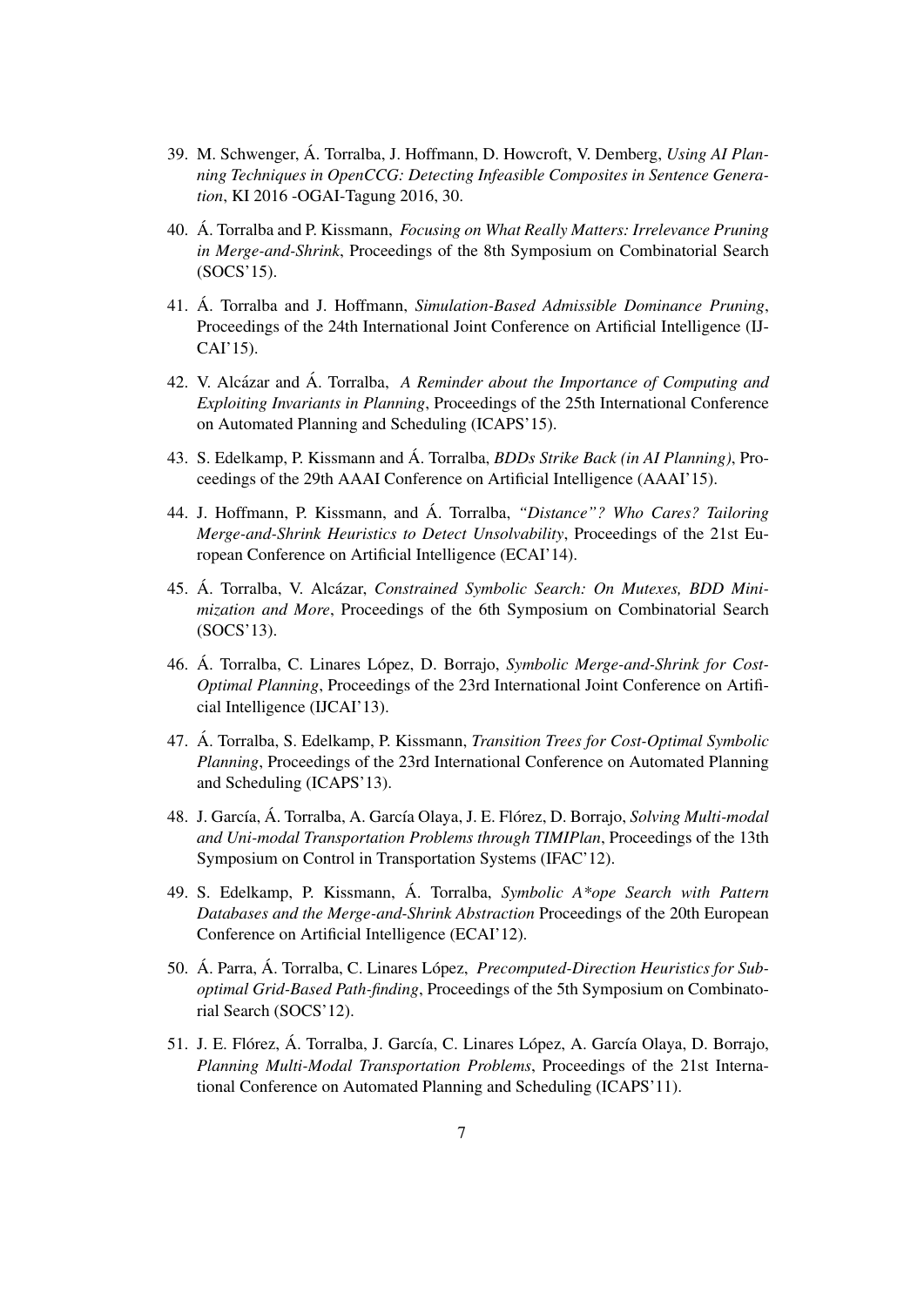39. M. Schwenger, Á. Torralba, J. Hoffmann, D. Howcroft, V. Demberg, *Using AI Planning Techniques in OpenCCG: Detecting Infeasible Composites in Sentence Generation*, KI 2016 -OGAI-Tagung 2016, 30.

40. Á. Torralba and P. Kissmann, *Focusing on What Really Matters: Irrelevance Pruning in Merge-and-Shrink*, Proceedings of the 8th Symposium on Combinatorial Search (SOCS'15).

41. Á. Torralba and J. Hoffmann, *Simulation-Based Admissible Dominance Pruning*, Proceedings of the 24th International Joint Conference on Artificial Intelligence (IJCAI'15).

42. V. Alcázar and Á. Torralba, *A Reminder about the Importance of Computing and Exploiting Invariants in Planning*, Proceedings of the 25th International Conference on Automated Planning and Scheduling (ICAPS'15).

43. S. Edelkamp, P. Kissmann and Á. Torralba, *BDDs Strike Back (in AI Planning)*, Proceedings of the 29th AAAI Conference on Artificial Intelligence (AAAI'15).

44. J. Hoffmann, P. Kissmann, and Á. Torralba, *"Distance"? Who Cares? Tailoring Merge-and-Shrink Heuristics to Detect Unsolvability*, Proceedings of the 21st European Conference on Artificial Intelligence (ECAI'14).

45. Á. Torralba, V. Alcázar, *Constrained Symbolic Search: On Mutexes, BDD Minimization and More*, Proceedings of the 6th Symposium on Combinatorial Search (SOCS'13).

46. Á. Torralba, C. Linares López, D. Borrajo, *Symbolic Merge-and-Shrink for Cost-Optimal Planning*, Proceedings of the 23rd International Joint Conference on Artificial Intelligence (IJCAI'13).

47. Á. Torralba, S. Edelkamp, P. Kissmann, *Transition Trees for Cost-Optimal Symbolic Planning*, Proceedings of the 23rd International Conference on Automated Planning and Scheduling (ICAPS'13).

48. J. García, Á. Torralba, A. García Olaya, J. E. Flórez, D. Borrajo, *Solving Multi-modal and Uni-modal Transportation Problems through TIMIPlan*, Proceedings of the 13th Symposium on Control in Transportation Systems (IFAC'12).

49. S. Edelkamp, P. Kissmann, Á. Torralba, *Symbolic A*ope Search with Pattern Databases and the Merge-and-Shrink Abstraction* Proceedings of the 20th European Conference on Artificial Intelligence (ECAI'12).

50. Á. Parra, Á. Torralba, C. Linares López, *Precomputed-Direction Heuristics for Suboptimal Grid-Based Path-finding*, Proceedings of the 5th Symposium on Combinatorial Search (SOCS'12).

51. J. E. Flórez, Á. Torralba, J. García, C. Linares López, A. García Olaya, D. Borrajo, *Planning Multi-Modal Transportation Problems*, Proceedings of the 21st International Conference on Automated Planning and Scheduling (ICAPS'11).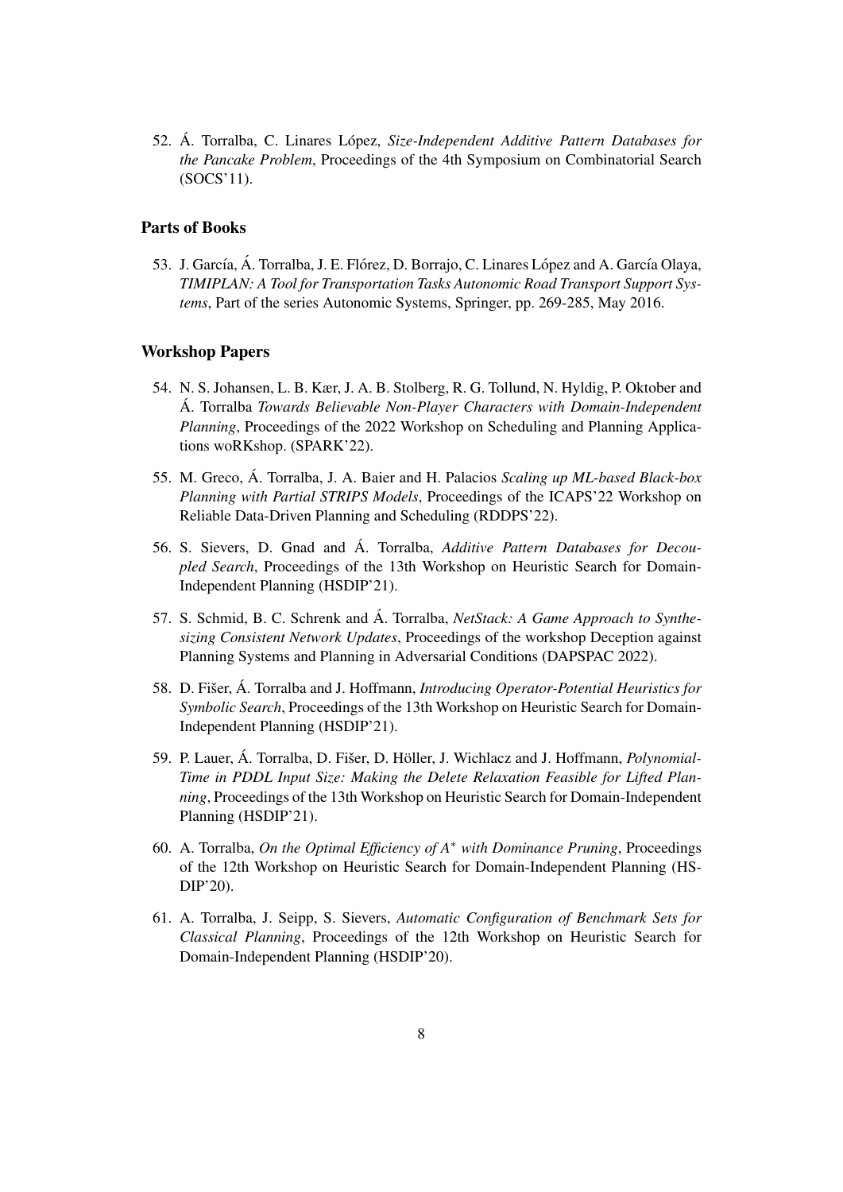52. Á. Torralba, C. Linares López, *Size-Independent Additive Pattern Databases for the Pancake Problem*, Proceedings of the 4th Symposium on Combinatorial Search (SOCS'11).

### Parts of Books

53. J. García, Á. Torralba, J. E. Flórez, D. Borrajo, C. Linares López and A. García Olaya, *TIMIPLAN: A Tool for Transportation Tasks Autonomic Road Transport Support Systems*, Part of the series Autonomic Systems, Springer, pp. 269-285, May 2016.

### Workshop Papers

54. N. S. Johansen, L. B. Kær, J. A. B. Stolberg, R. G. Tollund, N. Hyldig, P. Oktober and Á. Torralba *Towards Believable Non-Player Characters with Domain-Independent Planning*, Proceedings of the 2022 Workshop on Scheduling and Planning Applications woRKshop. (SPARK'22).

55. M. Greco, Á. Torralba, J. A. Baier and H. Palacios *Scaling up ML-based Black-box Planning with Partial STRIPS Models*, Proceedings of the ICAPS'22 Workshop on Reliable Data-Driven Planning and Scheduling (RDDPS'22).

56. S. Sievers, D. Gnad and Á. Torralba, *Additive Pattern Databases for Decoupled Search*, Proceedings of the 13th Workshop on Heuristic Search for Domain-Independent Planning (HSDIP'21).

57. S. Schmid, B. C. Schrenk and Á. Torralba, *NetStack: A Game Approach to Synthesizing Consistent Network Updates*, Proceedings of the workshop Deception against Planning Systems and Planning in Adversarial Conditions (DAPSPAC 2022).

58. D. Fišer, Á. Torralba and J. Hoffmann, *Introducing Operator-Potential Heuristics for Symbolic Search*, Proceedings of the 13th Workshop on Heuristic Search for Domain-Independent Planning (HSDIP'21).

59. P. Lauer, Á. Torralba, D. Fišer, D. Höller, J. Wichlacz and J. Hoffmann, *Polynomial-Time in PDDL Input Size: Making the Delete Relaxation Feasible for Lifted Planning*, Proceedings of the 13th Workshop on Heuristic Search for Domain-Independent Planning (HSDIP'21).

60. A. Torralba, *On the Optimal Efficiency of $A^*$ with Dominance Pruning*, Proceedings of the 12th Workshop on Heuristic Search for Domain-Independent Planning (HSDIP'20).

61. A. Torralba, J. Seipp, S. Sievers, *Automatic Configuration of Benchmark Sets for Classical Planning*, Proceedings of the 12th Workshop on Heuristic Search for Domain-Independent Planning (HSDIP'20).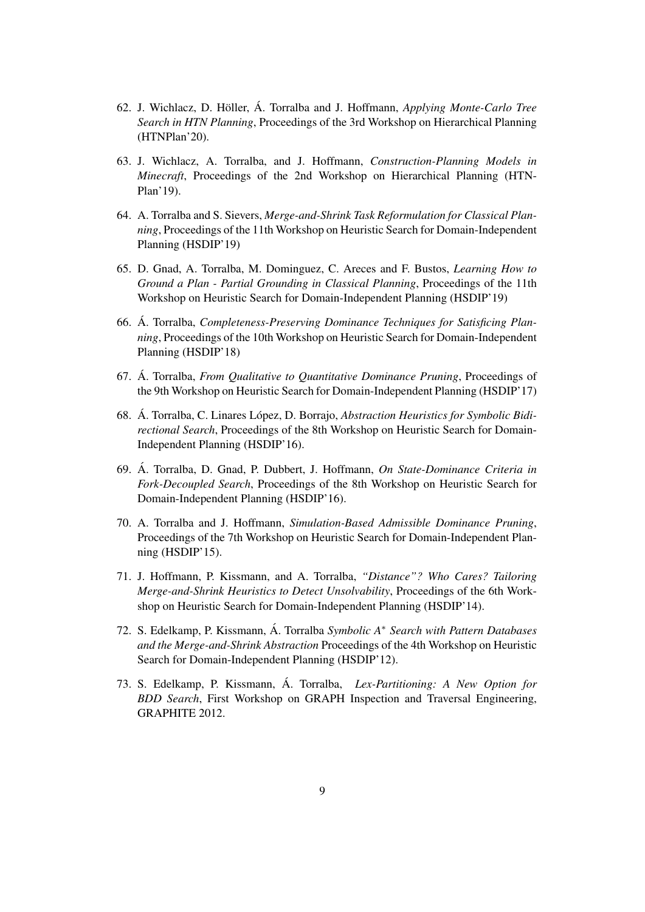62. J. Wichlacz, D. Höller, Á. Torralba and J. Hoffmann, *Applying Monte-Carlo Tree Search in HTN Planning*, Proceedings of the 3rd Workshop on Hierarchical Planning (HTNPlan'20).

63. J. Wichlacz, A. Torralba, and J. Hoffmann, *Construction-Planning Models in Minecraft*, Proceedings of the 2nd Workshop on Hierarchical Planning (HTN-Plan'19).

64. A. Torralba and S. Sievers, *Merge-and-Shrink Task Reformulation for Classical Planning*, Proceedings of the 11th Workshop on Heuristic Search for Domain-Independent Planning (HSDIP'19)

65. D. Gnad, A. Torralba, M. Dominguez, C. Areces and F. Bustos, *Learning How to Ground a Plan - Partial Grounding in Classical Planning*, Proceedings of the 11th Workshop on Heuristic Search for Domain-Independent Planning (HSDIP'19)

66. Á. Torralba, *Completeness-Preserving Dominance Techniques for Satisficing Planning*, Proceedings of the 10th Workshop on Heuristic Search for Domain-Independent Planning (HSDIP'18)

67. Á. Torralba, *From Qualitative to Quantitative Dominance Pruning*, Proceedings of the 9th Workshop on Heuristic Search for Domain-Independent Planning (HSDIP'17)

68. Á. Torralba, C. Linares López, D. Borrajo, *Abstraction Heuristics for Symbolic Bidirectional Search*, Proceedings of the 8th Workshop on Heuristic Search for Domain-Independent Planning (HSDIP'16).

69. Á. Torralba, D. Gnad, P. Dubbert, J. Hoffmann, *On State-Dominance Criteria in Fork-Decoupled Search*, Proceedings of the 8th Workshop on Heuristic Search for Domain-Independent Planning (HSDIP'16).

70. A. Torralba and J. Hoffmann, *Simulation-Based Admissible Dominance Pruning*, Proceedings of the 7th Workshop on Heuristic Search for Domain-Independent Planning (HSDIP'15).

71. J. Hoffmann, P. Kissmann, and A. Torralba, *"Distance"? Who Cares? Tailoring Merge-and-Shrink Heuristics to Detect Unsolvability*, Proceedings of the 6th Workshop on Heuristic Search for Domain-Independent Planning (HSDIP'14).

72. S. Edelkamp, P. Kissmann, Á. Torralba *Symbolic A$^*$ Search with Pattern Databases and the Merge-and-Shrink Abstraction* Proceedings of the 4th Workshop on Heuristic Search for Domain-Independent Planning (HSDIP'12).

73. S. Edelkamp, P. Kissmann, Á. Torralba, *Lex-Partitioning: A New Option for BDD Search*, First Workshop on GRAPH Inspection and Traversal Engineering, GRAPHITE 2012.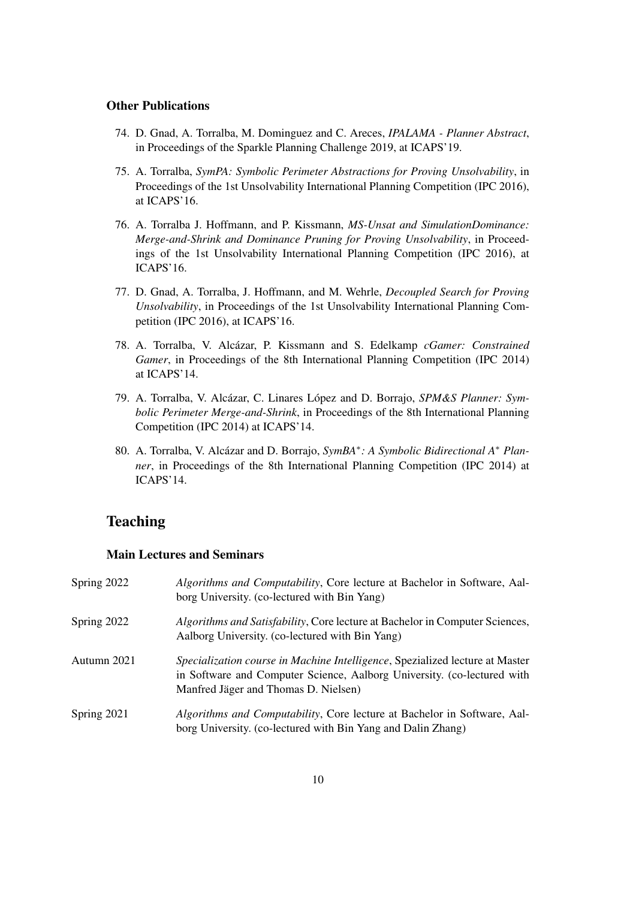### Other Publications

74. D. Gnad, A. Torralba, M. Dominguez and C. Areces, *IPALAMA - Planner Abstract*, in Proceedings of the Sparkle Planning Challenge 2019, at ICAPS'19.

75. A. Torralba, *SymPA: Symbolic Perimeter Abstractions for Proving Unsolvability*, in Proceedings of the 1st Unsolvability International Planning Competition (IPC 2016), at ICAPS'16.

76. A. Torralba J. Hoffmann, and P. Kissmann, *MS-Unsat and SimulationDominance: Merge-and-Shrink and Dominance Pruning for Proving Unsolvability*, in Proceedings of the 1st Unsolvability International Planning Competition (IPC 2016), at ICAPS'16.

77. D. Gnad, A. Torralba, J. Hoffmann, and M. Wehrle, *Decoupled Search for Proving Unsolvability*, in Proceedings of the 1st Unsolvability International Planning Competition (IPC 2016), at ICAPS'16.

78. A. Torralba, V. Alcázar, P. Kissmann and S. Edelkamp *cGamer: Constrained Gamer*, in Proceedings of the 8th International Planning Competition (IPC 2014) at ICAPS'14.

79. A. Torralba, V. Alcázar, C. Linares López and D. Borrajo, *SPM&S Planner: Symbolic Perimeter Merge-and-Shrink*, in Proceedings of the 8th International Planning Competition (IPC 2014) at ICAPS'14.

80. A. Torralba, V. Alcázar and D. Borrajo, *SymBA$^*$: A Symbolic Bidirectional A$^*$ Planner*, in Proceedings of the 8th International Planning Competition (IPC 2014) at ICAPS'14.

## Teaching

### Main Lectures and Seminars

| | |
|---|---|
| Spring 2022 | *Algorithms and Computability*, Core lecture at Bachelor in Software, Aalborg University. (co-lectured with Bin Yang) |
| Spring 2022 | *Algorithms and Satisfability*, Core lecture at Bachelor in Computer Sciences, Aalborg University. (co-lectured with Bin Yang) |
| Autumn 2021 | *Specialization course in Machine Intelligence*, Spezialized lecture at Master in Software and Computer Science, Aalborg University. (co-lectured with Manfred Jäger and Thomas D. Nielsen) |
| Spring 2021 | *Algorithms and Computability*, Core lecture at Bachelor in Software, Aalborg University. (co-lectured with Bin Yang and Dalin Zhang) |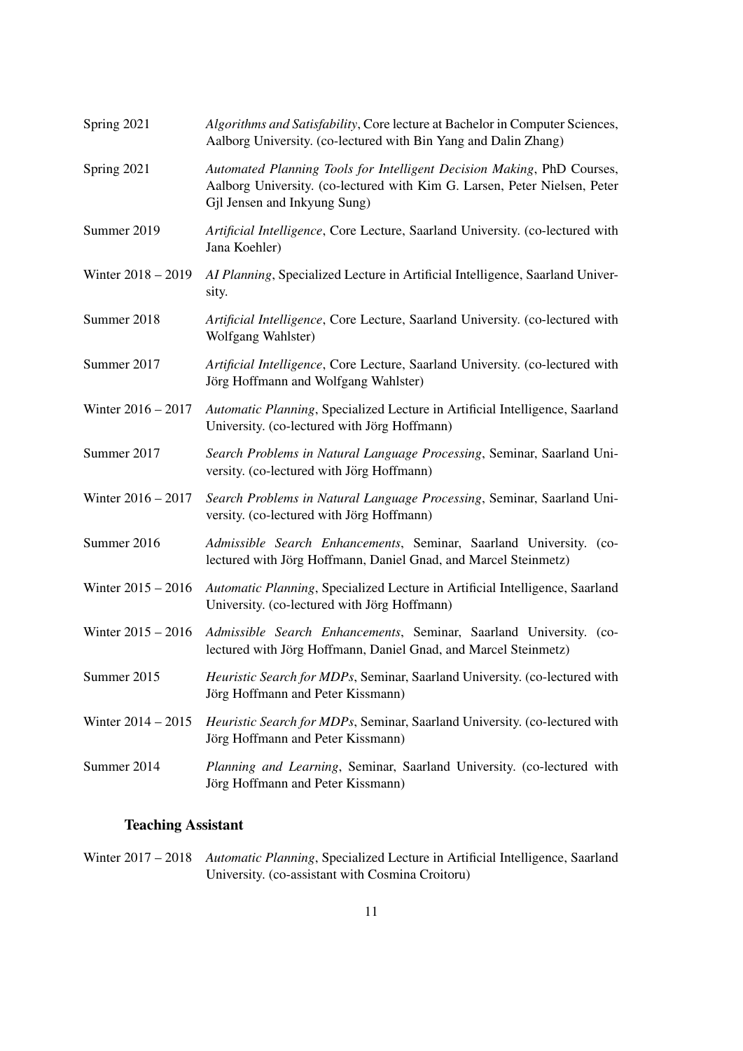Spring 2021 — *Algorithms and Satisfability*, Core lecture at Bachelor in Computer Sciences, Aalborg University. (co-lectured with Bin Yang and Dalin Zhang)

Spring 2021 — *Automated Planning Tools for Intelligent Decision Making*, PhD Courses, Aalborg University. (co-lectured with Kim G. Larsen, Peter Nielsen, Peter Gjl Jensen and Inkyung Sung)

Summer 2019 — *Artificial Intelligence*, Core Lecture, Saarland University. (co-lectured with Jana Koehler)

Winter 2018 – 2019 — *AI Planning*, Specialized Lecture in Artificial Intelligence, Saarland University.

Summer 2018 — *Artificial Intelligence*, Core Lecture, Saarland University. (co-lectured with Wolfgang Wahlster)

Summer 2017 — *Artificial Intelligence*, Core Lecture, Saarland University. (co-lectured with Jörg Hoffmann and Wolfgang Wahlster)

Winter 2016 – 2017 — *Automatic Planning*, Specialized Lecture in Artificial Intelligence, Saarland University. (co-lectured with Jörg Hoffmann)

Summer 2017 — *Search Problems in Natural Language Processing*, Seminar, Saarland University. (co-lectured with Jörg Hoffmann)

Winter 2016 – 2017 — *Search Problems in Natural Language Processing*, Seminar, Saarland University. (co-lectured with Jörg Hoffmann)

Summer 2016 — *Admissible Search Enhancements*, Seminar, Saarland University. (co-lectured with Jörg Hoffmann, Daniel Gnad, and Marcel Steinmetz)

Winter 2015 – 2016 — *Automatic Planning*, Specialized Lecture in Artificial Intelligence, Saarland University. (co-lectured with Jörg Hoffmann)

Winter 2015 – 2016 — *Admissible Search Enhancements*, Seminar, Saarland University. (co-lectured with Jörg Hoffmann, Daniel Gnad, and Marcel Steinmetz)

Summer 2015 — *Heuristic Search for MDPs*, Seminar, Saarland University. (co-lectured with Jörg Hoffmann and Peter Kissmann)

Winter 2014 – 2015 — *Heuristic Search for MDPs*, Seminar, Saarland University. (co-lectured with Jörg Hoffmann and Peter Kissmann)

Summer 2014 — *Planning and Learning*, Seminar, Saarland University. (co-lectured with Jörg Hoffmann and Peter Kissmann)

### Teaching Assistant

Winter 2017 – 2018 — *Automatic Planning*, Specialized Lecture in Artificial Intelligence, Saarland University. (co-assistant with Cosmina Croitoru)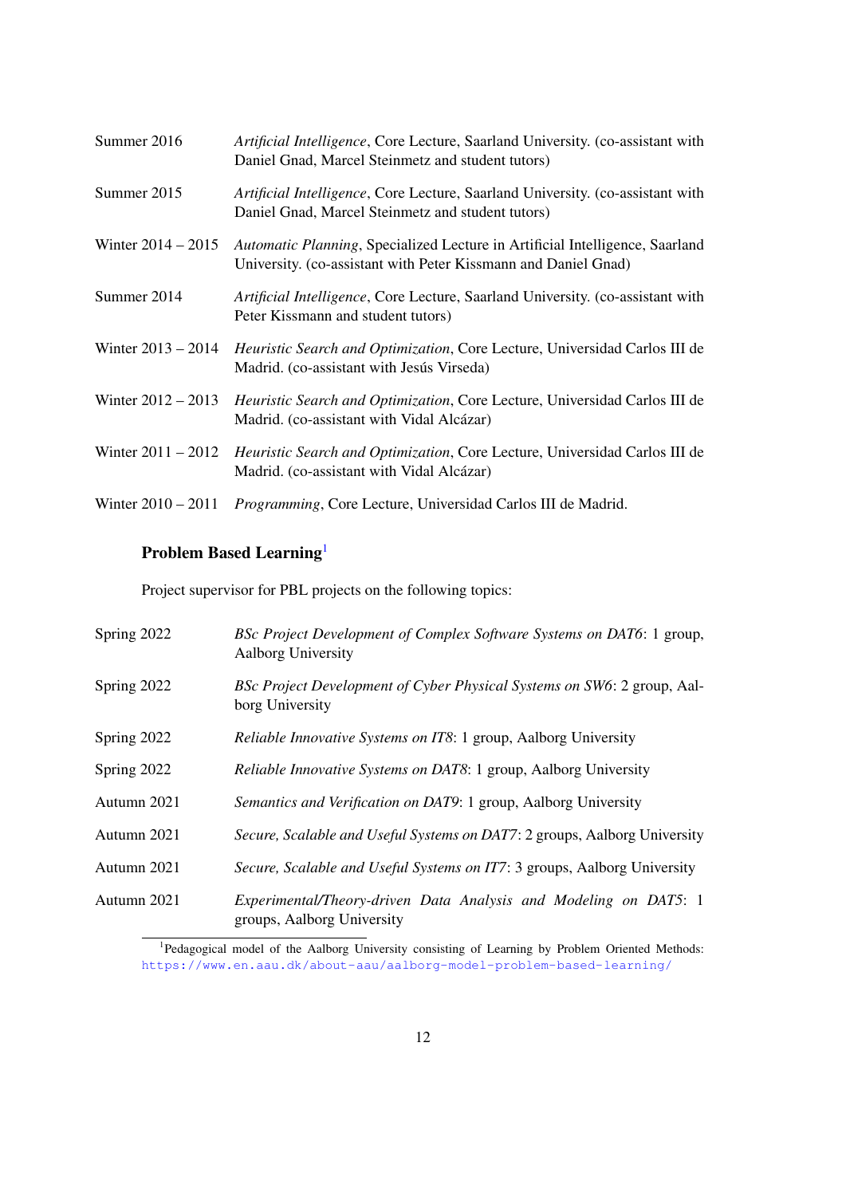Summer 2016 — *Artificial Intelligence*, Core Lecture, Saarland University. (co-assistant with Daniel Gnad, Marcel Steinmetz and student tutors)

Summer 2015 — *Artificial Intelligence*, Core Lecture, Saarland University. (co-assistant with Daniel Gnad, Marcel Steinmetz and student tutors)

Winter 2014 – 2015 — *Automatic Planning*, Specialized Lecture in Artificial Intelligence, Saarland University. (co-assistant with Peter Kissmann and Daniel Gnad)

Summer 2014 — *Artificial Intelligence*, Core Lecture, Saarland University. (co-assistant with Peter Kissmann and student tutors)

Winter 2013 – 2014 — *Heuristic Search and Optimization*, Core Lecture, Universidad Carlos III de Madrid. (co-assistant with Jesús Virseda)

Winter 2012 – 2013 — *Heuristic Search and Optimization*, Core Lecture, Universidad Carlos III de Madrid. (co-assistant with Vidal Alcázar)

Winter 2011 – 2012 — *Heuristic Search and Optimization*, Core Lecture, Universidad Carlos III de Madrid. (co-assistant with Vidal Alcázar)

Winter 2010 – 2011 — *Programming*, Core Lecture, Universidad Carlos III de Madrid.

### Problem Based Learning[1]

Project supervisor for PBL projects on the following topics:

Spring 2022 — *BSc Project Development of Complex Software Systems on DAT6*: 1 group, Aalborg University

Spring 2022 — *BSc Project Development of Cyber Physical Systems on SW6*: 2 group, Aalborg University

Spring 2022 — *Reliable Innovative Systems on IT8*: 1 group, Aalborg University

Spring 2022 — *Reliable Innovative Systems on DAT8*: 1 group, Aalborg University

Autumn 2021 — *Semantics and Verification on DAT9*: 1 group, Aalborg University

Autumn 2021 — *Secure, Scalable and Useful Systems on DAT7*: 2 groups, Aalborg University

Autumn 2021 — *Secure, Scalable and Useful Systems on IT7*: 3 groups, Aalborg University

Autumn 2021 — *Experimental/Theory-driven Data Analysis and Modeling on DAT5*: 1 groups, Aalborg University

[1] Pedagogical model of the Aalborg University consisting of Learning by Problem Oriented Methods: https://www.en.aau.dk/about-aau/aalborg-model-problem-based-learning/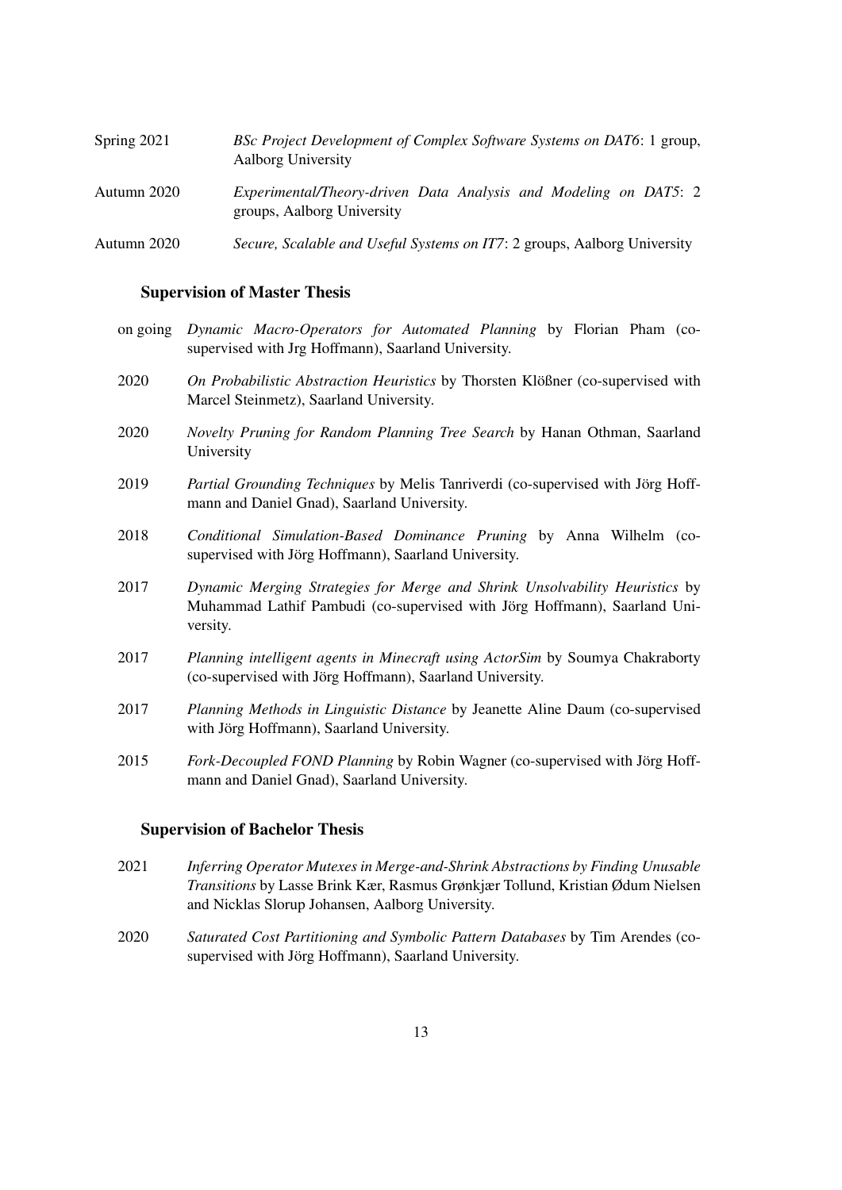Spring 2021 — *BSc Project Development of Complex Software Systems on DAT6*: 1 group, Aalborg University

Autumn 2020 — *Experimental/Theory-driven Data Analysis and Modeling on DAT5*: 2 groups, Aalborg University

Autumn 2020 — *Secure, Scalable and Useful Systems on IT7*: 2 groups, Aalborg University

### Supervision of Master Thesis

on going — *Dynamic Macro-Operators for Automated Planning* by Florian Pham (co-supervised with Jrg Hoffmann), Saarland University.

2020 — *On Probabilistic Abstraction Heuristics* by Thorsten Klößner (co-supervised with Marcel Steinmetz), Saarland University.

2020 — *Novelty Pruning for Random Planning Tree Search* by Hanan Othman, Saarland University

2019 — *Partial Grounding Techniques* by Melis Tanriverdi (co-supervised with Jörg Hoffmann and Daniel Gnad), Saarland University.

2018 — *Conditional Simulation-Based Dominance Pruning* by Anna Wilhelm (co-supervised with Jörg Hoffmann), Saarland University.

2017 — *Dynamic Merging Strategies for Merge and Shrink Unsolvability Heuristics* by Muhammad Lathif Pambudi (co-supervised with Jörg Hoffmann), Saarland University.

2017 — *Planning intelligent agents in Minecraft using ActorSim* by Soumya Chakraborty (co-supervised with Jörg Hoffmann), Saarland University.

2017 — *Planning Methods in Linguistic Distance* by Jeanette Aline Daum (co-supervised with Jörg Hoffmann), Saarland University.

2015 — *Fork-Decoupled FOND Planning* by Robin Wagner (co-supervised with Jörg Hoffmann and Daniel Gnad), Saarland University.

### Supervision of Bachelor Thesis

2021 — *Inferring Operator Mutexes in Merge-and-Shrink Abstractions by Finding Unusable Transitions* by Lasse Brink Kær, Rasmus Grønkjær Tollund, Kristian Ødum Nielsen and Nicklas Slorup Johansen, Aalborg University.

2020 — *Saturated Cost Partitioning and Symbolic Pattern Databases* by Tim Arendes (co-supervised with Jörg Hoffmann), Saarland University.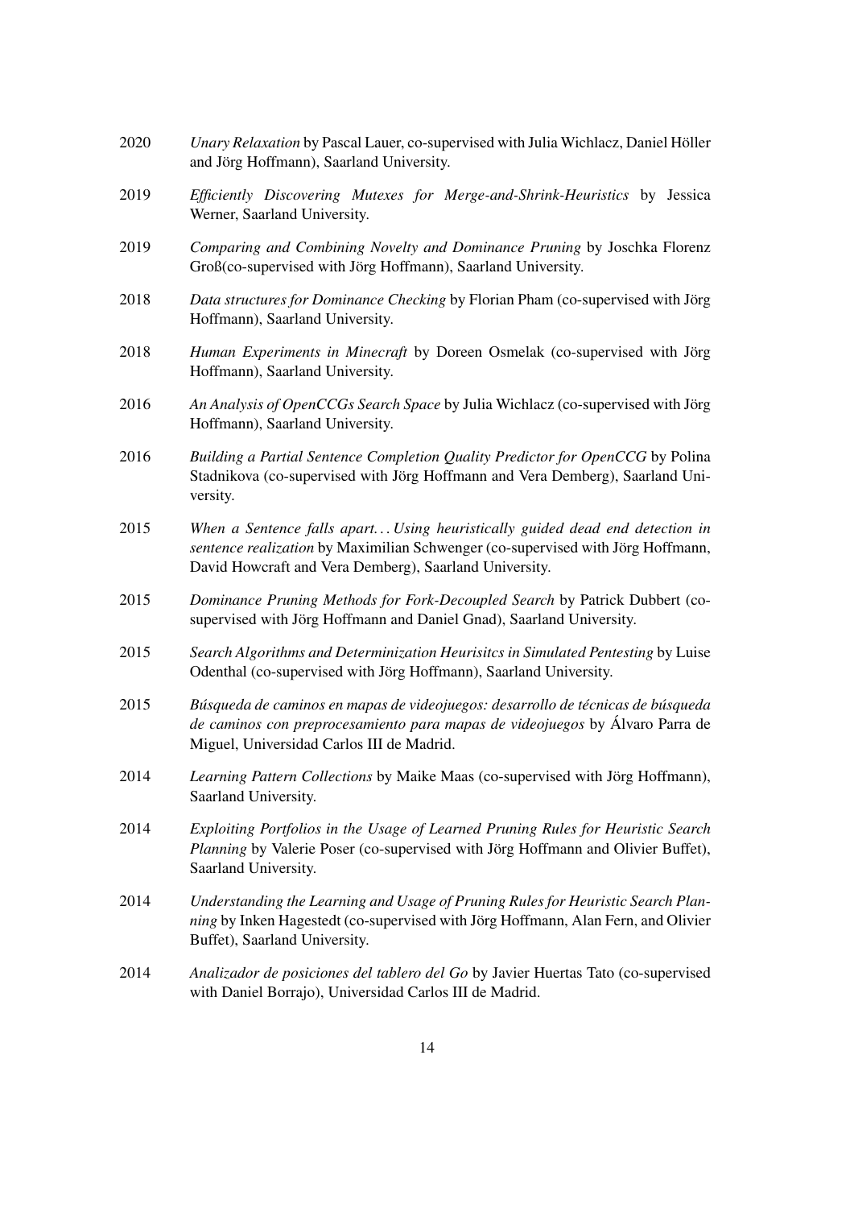2020 *Unary Relaxation* by Pascal Lauer, co-supervised with Julia Wichlacz, Daniel Höller and Jörg Hoffmann), Saarland University.

2019 *Efficiently Discovering Mutexes for Merge-and-Shrink-Heuristics* by Jessica Werner, Saarland University.

2019 *Comparing and Combining Novelty and Dominance Pruning* by Joschka Florenz Groß(co-supervised with Jörg Hoffmann), Saarland University.

2018 *Data structures for Dominance Checking* by Florian Pham (co-supervised with Jörg Hoffmann), Saarland University.

2018 *Human Experiments in Minecraft* by Doreen Osmelak (co-supervised with Jörg Hoffmann), Saarland University.

2016 *An Analysis of OpenCCGs Search Space* by Julia Wichlacz (co-supervised with Jörg Hoffmann), Saarland University.

2016 *Building a Partial Sentence Completion Quality Predictor for OpenCCG* by Polina Stadnikova (co-supervised with Jörg Hoffmann and Vera Demberg), Saarland University.

2015 *When a Sentence falls apart... Using heuristically guided dead end detection in sentence realization* by Maximilian Schwenger (co-supervised with Jörg Hoffmann, David Howcraft and Vera Demberg), Saarland University.

2015 *Dominance Pruning Methods for Fork-Decoupled Search* by Patrick Dubbert (co-supervised with Jörg Hoffmann and Daniel Gnad), Saarland University.

2015 *Search Algorithms and Determinization Heurisitcs in Simulated Pentesting* by Luise Odenthal (co-supervised with Jörg Hoffmann), Saarland University.

2015 *Búsqueda de caminos en mapas de videojuegos: desarrollo de técnicas de búsqueda de caminos con preprocesamiento para mapas de videojuegos* by Álvaro Parra de Miguel, Universidad Carlos III de Madrid.

2014 *Learning Pattern Collections* by Maike Maas (co-supervised with Jörg Hoffmann), Saarland University.

2014 *Exploiting Portfolios in the Usage of Learned Pruning Rules for Heuristic Search Planning* by Valerie Poser (co-supervised with Jörg Hoffmann and Olivier Buffet), Saarland University.

2014 *Understanding the Learning and Usage of Pruning Rules for Heuristic Search Planning* by Inken Hagestedt (co-supervised with Jörg Hoffmann, Alan Fern, and Olivier Buffet), Saarland University.

2014 *Analizador de posiciones del tablero del Go* by Javier Huertas Tato (co-supervised with Daniel Borrajo), Universidad Carlos III de Madrid.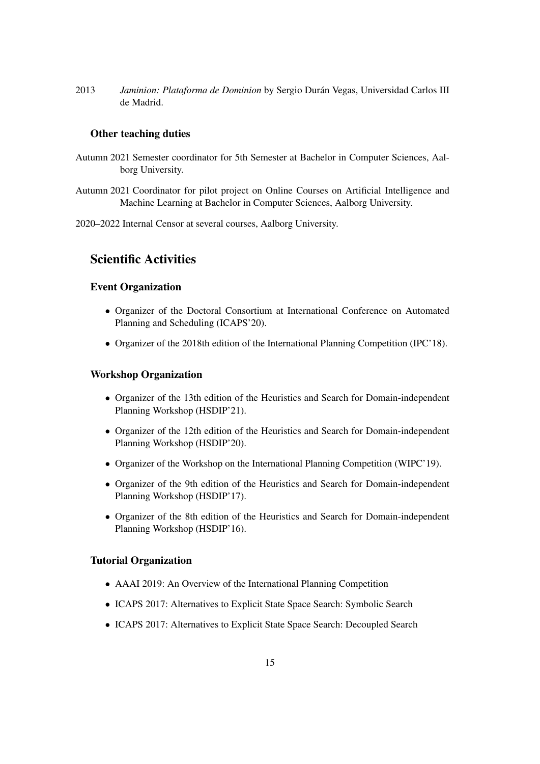2013 *Jaminion: Plataforma de Dominion* by Sergio Durán Vegas, Universidad Carlos III de Madrid.

### Other teaching duties

Autumn 2021 Semester coordinator for 5th Semester at Bachelor in Computer Sciences, Aalborg University.

Autumn 2021 Coordinator for pilot project on Online Courses on Artificial Intelligence and Machine Learning at Bachelor in Computer Sciences, Aalborg University.

2020–2022 Internal Censor at several courses, Aalborg University.

## Scientific Activities

### Event Organization

- Organizer of the Doctoral Consortium at International Conference on Automated Planning and Scheduling (ICAPS'20).
- Organizer of the 2018th edition of the International Planning Competition (IPC'18).

### Workshop Organization

- Organizer of the 13th edition of the Heuristics and Search for Domain-independent Planning Workshop (HSDIP'21).
- Organizer of the 12th edition of the Heuristics and Search for Domain-independent Planning Workshop (HSDIP'20).
- Organizer of the Workshop on the International Planning Competition (WIPC'19).
- Organizer of the 9th edition of the Heuristics and Search for Domain-independent Planning Workshop (HSDIP'17).
- Organizer of the 8th edition of the Heuristics and Search for Domain-independent Planning Workshop (HSDIP'16).

### Tutorial Organization

- AAAI 2019: An Overview of the International Planning Competition
- ICAPS 2017: Alternatives to Explicit State Space Search: Symbolic Search
- ICAPS 2017: Alternatives to Explicit State Space Search: Decoupled Search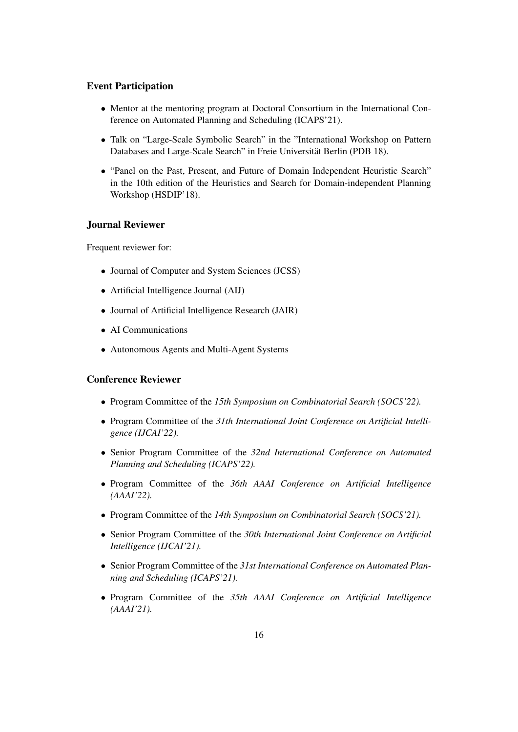### Event Participation

- Mentor at the mentoring program at Doctoral Consortium in the International Conference on Automated Planning and Scheduling (ICAPS'21).
- Talk on "Large-Scale Symbolic Search" in the "International Workshop on Pattern Databases and Large-Scale Search" in Freie Universität Berlin (PDB 18).
- "Panel on the Past, Present, and Future of Domain Independent Heuristic Search" in the 10th edition of the Heuristics and Search for Domain-independent Planning Workshop (HSDIP'18).

### Journal Reviewer

Frequent reviewer for:

- Journal of Computer and System Sciences (JCSS)
- Artificial Intelligence Journal (AIJ)
- Journal of Artificial Intelligence Research (JAIR)
- AI Communications
- Autonomous Agents and Multi-Agent Systems

### Conference Reviewer

- Program Committee of the *15th Symposium on Combinatorial Search (SOCS'22).*
- Program Committee of the *31th International Joint Conference on Artificial Intelligence (IJCAI'22).*
- Senior Program Committee of the *32nd International Conference on Automated Planning and Scheduling (ICAPS'22).*
- Program Committee of the *36th AAAI Conference on Artificial Intelligence (AAAI'22).*
- Program Committee of the *14th Symposium on Combinatorial Search (SOCS'21).*
- Senior Program Committee of the *30th International Joint Conference on Artificial Intelligence (IJCAI'21).*
- Senior Program Committee of the *31st International Conference on Automated Planning and Scheduling (ICAPS'21).*
- Program Committee of the *35th AAAI Conference on Artificial Intelligence (AAAI'21).*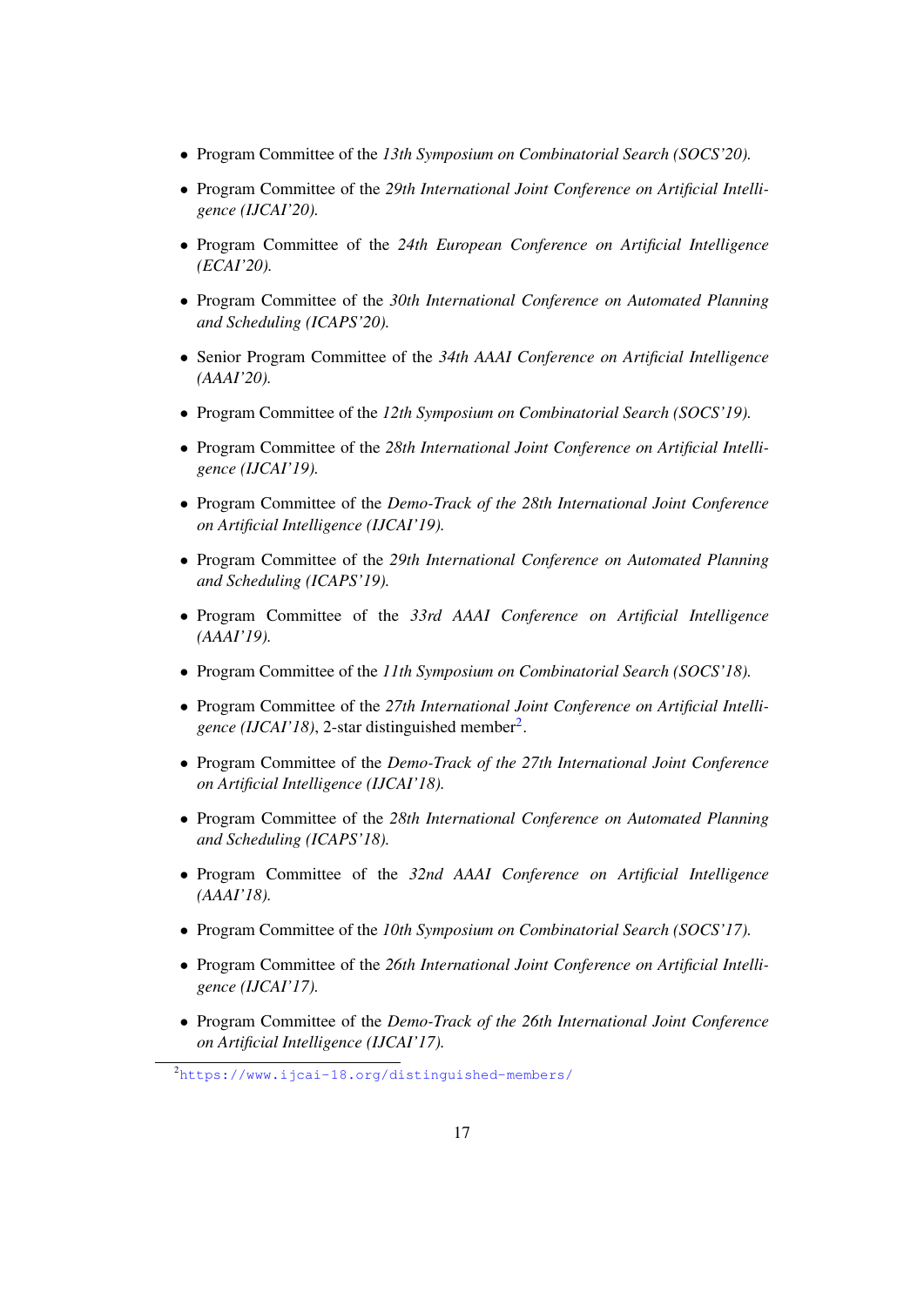- Program Committee of the *13th Symposium on Combinatorial Search (SOCS'20).*
- Program Committee of the *29th International Joint Conference on Artificial Intelligence (IJCAI'20).*
- Program Committee of the *24th European Conference on Artificial Intelligence (ECAI'20).*
- Program Committee of the *30th International Conference on Automated Planning and Scheduling (ICAPS'20).*
- Senior Program Committee of the *34th AAAI Conference on Artificial Intelligence (AAAI'20).*
- Program Committee of the *12th Symposium on Combinatorial Search (SOCS'19).*
- Program Committee of the *28th International Joint Conference on Artificial Intelligence (IJCAI'19).*
- Program Committee of the *Demo-Track of the 28th International Joint Conference on Artificial Intelligence (IJCAI'19).*
- Program Committee of the *29th International Conference on Automated Planning and Scheduling (ICAPS'19).*
- Program Committee of the *33rd AAAI Conference on Artificial Intelligence (AAAI'19).*
- Program Committee of the *11th Symposium on Combinatorial Search (SOCS'18).*
- Program Committee of the *27th International Joint Conference on Artificial Intelligence (IJCAI'18)*, 2-star distinguished member[2].
- Program Committee of the *Demo-Track of the 27th International Joint Conference on Artificial Intelligence (IJCAI'18).*
- Program Committee of the *28th International Conference on Automated Planning and Scheduling (ICAPS'18).*
- Program Committee of the *32nd AAAI Conference on Artificial Intelligence (AAAI'18).*
- Program Committee of the *10th Symposium on Combinatorial Search (SOCS'17).*
- Program Committee of the *26th International Joint Conference on Artificial Intelligence (IJCAI'17).*
- Program Committee of the *Demo-Track of the 26th International Joint Conference on Artificial Intelligence (IJCAI'17).*

[2] https://www.ijcai-18.org/distinguished-members/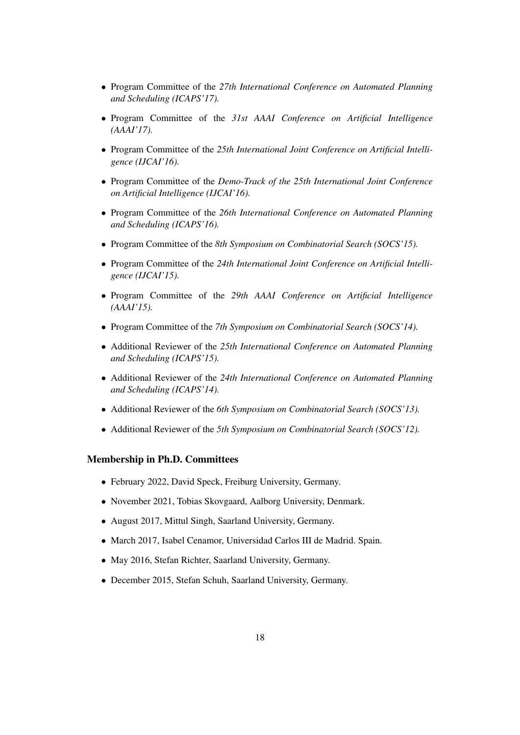- Program Committee of the *27th International Conference on Automated Planning and Scheduling (ICAPS'17).*
- Program Committee of the *31st AAAI Conference on Artificial Intelligence (AAAI'17).*
- Program Committee of the *25th International Joint Conference on Artificial Intelligence (IJCAI'16).*
- Program Committee of the *Demo-Track of the 25th International Joint Conference on Artificial Intelligence (IJCAI'16).*
- Program Committee of the *26th International Conference on Automated Planning and Scheduling (ICAPS'16).*
- Program Committee of the *8th Symposium on Combinatorial Search (SOCS'15).*
- Program Committee of the *24th International Joint Conference on Artificial Intelligence (IJCAI'15).*
- Program Committee of the *29th AAAI Conference on Artificial Intelligence (AAAI'15).*
- Program Committee of the *7th Symposium on Combinatorial Search (SOCS'14).*
- Additional Reviewer of the *25th International Conference on Automated Planning and Scheduling (ICAPS'15).*
- Additional Reviewer of the *24th International Conference on Automated Planning and Scheduling (ICAPS'14).*
- Additional Reviewer of the *6th Symposium on Combinatorial Search (SOCS'13).*
- Additional Reviewer of the *5th Symposium on Combinatorial Search (SOCS'12).*

## Membership in Ph.D. Committees

- February 2022, David Speck, Freiburg University, Germany.
- November 2021, Tobias Skovgaard, Aalborg University, Denmark.
- August 2017, Mittul Singh, Saarland University, Germany.
- March 2017, Isabel Cenamor, Universidad Carlos III de Madrid. Spain.
- May 2016, Stefan Richter, Saarland University, Germany.
- December 2015, Stefan Schuh, Saarland University, Germany.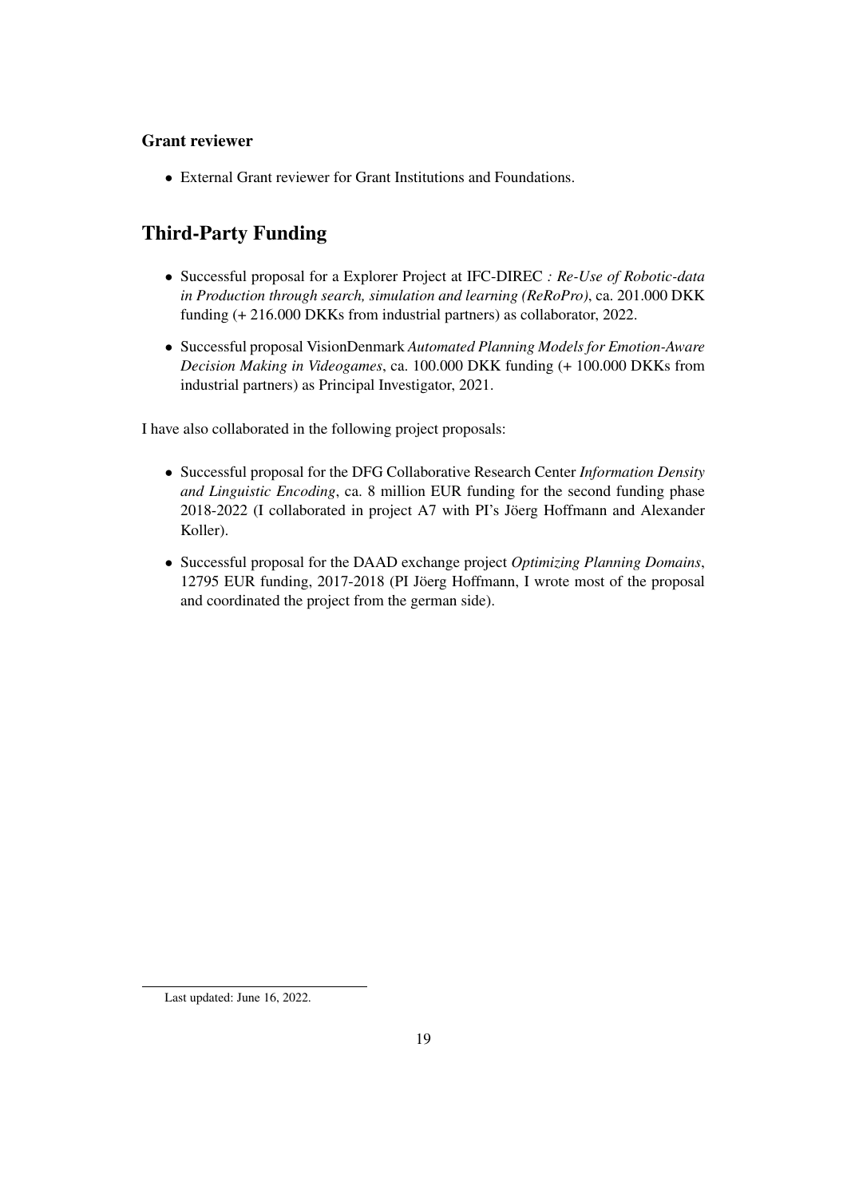### Grant reviewer

- External Grant reviewer for Grant Institutions and Foundations.

## Third-Party Funding

- Successful proposal for a Explorer Project at IFC-DIREC *: Re-Use of Robotic-data in Production through search, simulation and learning (ReRoPro)*, ca. 201.000 DKK funding (+ 216.000 DKKs from industrial partners) as collaborator, 2022.
- Successful proposal VisionDenmark *Automated Planning Models for Emotion-Aware Decision Making in Videogames*, ca. 100.000 DKK funding (+ 100.000 DKKs from industrial partners) as Principal Investigator, 2021.

I have also collaborated in the following project proposals:

- Successful proposal for the DFG Collaborative Research Center *Information Density and Linguistic Encoding*, ca. 8 million EUR funding for the second funding phase 2018-2022 (I collaborated in project A7 with PI's Jöerg Hoffmann and Alexander Koller).
- Successful proposal for the DAAD exchange project *Optimizing Planning Domains*, 12795 EUR funding, 2017-2018 (PI Jöerg Hoffmann, I wrote most of the proposal and coordinated the project from the german side).

Last updated: June 16, 2022.